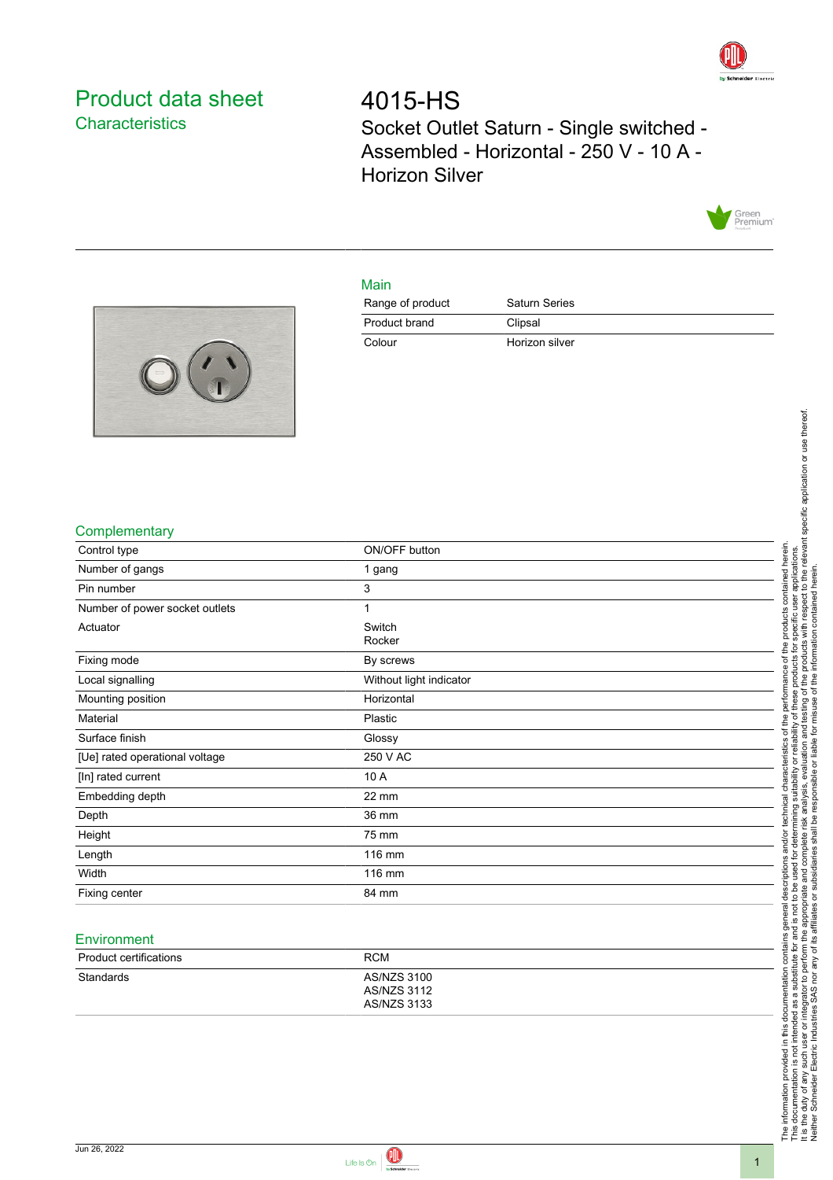# Product data sheet

## Characteristics

# 4015-HS

Socket Outlet Saturn - Single switched - Assembled - Horizontal - 250 V - 10 A - Horizon Silver

## Main

| | |
|---|---|
| Range of product | Saturn Series |
| Product brand | Clipsal |
| Colour | Horizon silver |

## Complementary

| | |
|---|---|
| Control type | ON/OFF button |
| Number of gangs | 1 gang |
| Pin number | 3 |
| Number of power socket outlets | 1 |
| Actuator | Switch<br>Rocker |
| Fixing mode | By screws |
| Local signalling | Without light indicator |
| Mounting position | Horizontal |
| Material | Plastic |
| Surface finish | Glossy |
| [Ue] rated operational voltage | 250 V AC |
| [In] rated current | 10 A |
| Embedding depth | 22 mm |
| Depth | 36 mm |
| Height | 75 mm |
| Length | 116 mm |
| Width | 116 mm |
| Fixing center | 84 mm |

## Environment

| | |
|---|---|
| Product certifications | RCM |
| Standards | AS/NZS 3100<br>AS/NZS 3112<br>AS/NZS 3133 |

The information provided in this documentation contains general descriptions and/or technical characteristics of the performance of the products contained herein.
This documentation is not intended as a substitute for and is not to be used for determining suitability or reliability of these products for specific user applications.
It is the duty of any such user or integrator to perform the appropriate and complete risk analysis, evaluation and testing of the products with respect to the relevant specific application or use thereof.
Neither Schneider Electric Industries SAS nor any of its affiliates or subsidiaries shall be responsible or liable for misuse of the information contained herein.

Jun 26, 2022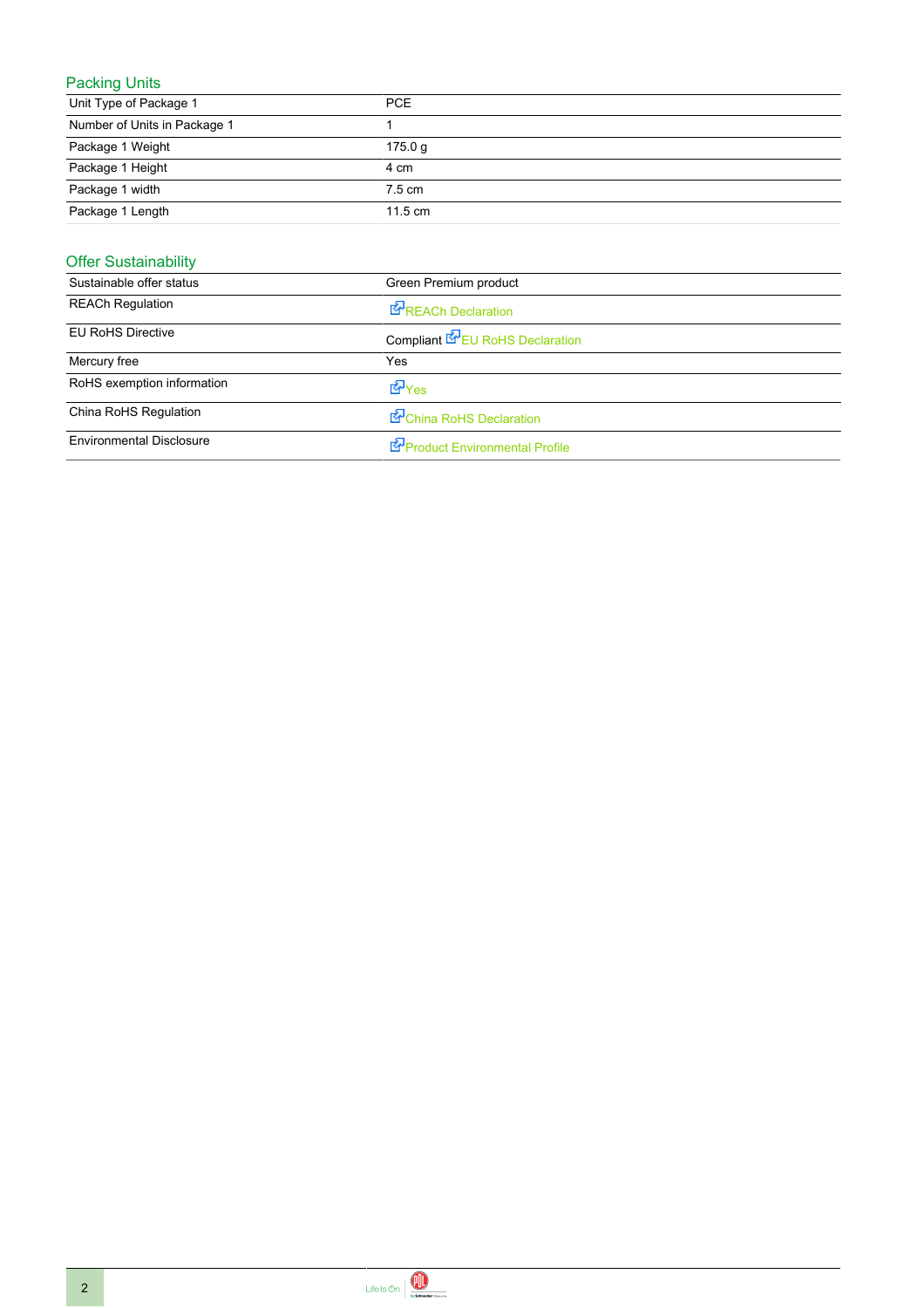## Packing Units

| | |
|---|---|
| Unit Type of Package 1 | PCE |
| Number of Units in Package 1 | 1 |
| Package 1 Weight | 175.0 g |
| Package 1 Height | 4 cm |
| Package 1 width | 7.5 cm |
| Package 1 Length | 11.5 cm |

## Offer Sustainability

| | |
|---|---|
| Sustainable offer status | Green Premium product |
| REACh Regulation | REACh Declaration |
| EU RoHS Directive | Compliant EU RoHS Declaration |
| Mercury free | Yes |
| RoHS exemption information | Yes |
| China RoHS Regulation | China RoHS Declaration |
| Environmental Disclosure | Product Environmental Profile |